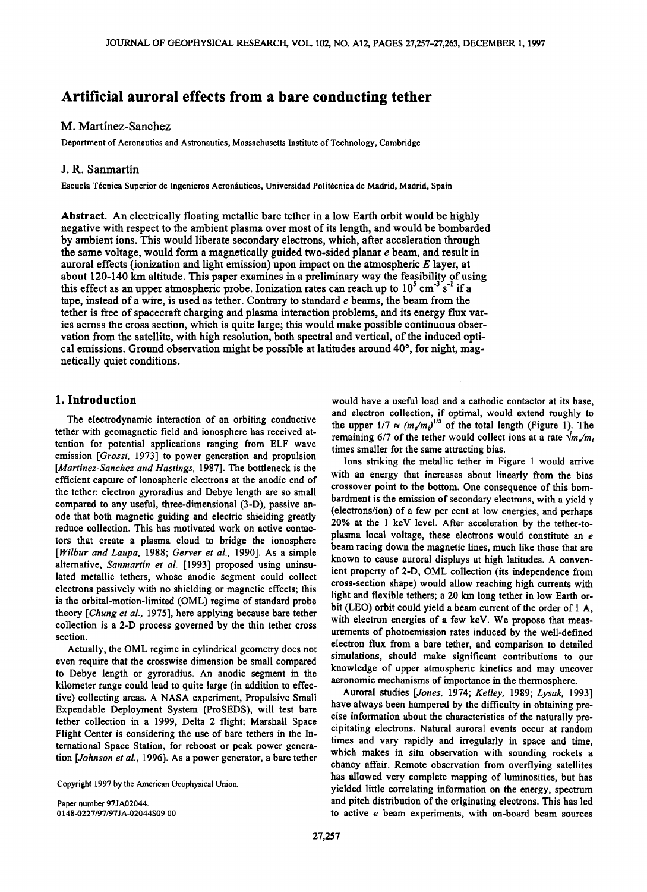# Artificial auroral effects from a bare conducting tether

## M. Martínez-Sanchez

Department of Aeronautics and Astronautics, Massachusetts Institute of Technology, Cambridge

## J. R. Sanmartín

Escuela Técnica Superior de Ingenieros Aeronáuticos, Universidad Politécnica de Madrid, Madrid, Spain

**Abstract.** An electrically floating metallic bare tether in a low Earth orbit would be highly negative with respect to the ambient plasma over most of its length, and would be bombarded by ambient ions. This would liberate secondary electrons, which, after acceleration through the same voltage, would form a magnetically guided two-sided planar *e* beam, and result in auroral effects (ionization and light emission) upon impact on the atmospheric *E* layer, at about 120-140 km altitude. This paper examines in a preliminary way the feasibility of using this effect as an upper atmospheric probe. Ionization rates can reach up to $10^5$ cm$^{-3}$ s$^{-1}$ if a tape, instead of a wire, is used as tether. Contrary to standard *e* beams, the beam from the tether is free of spacecraft charging and plasma interaction problems, and its energy flux varies across the cross section, which is quite large; this would make possible continuous observation from the satellite, with high resolution, both spectral and vertical, of the induced optical emissions. Ground observation might be possible at latitudes around 40°, for night, magnetically quiet conditions.

## 1. Introduction

The electrodynamic interaction of an orbiting conductive tether with geomagnetic field and ionosphere has received attention for potential applications ranging from ELF wave emission [*Grossi*, 1973] to power generation and propulsion [*Martinez-Sanchez and Hastings*, 1987]. The bottleneck is the efficient capture of ionospheric electrons at the anodic end of the tether: electron gyroradius and Debye length are so small compared to any useful, three-dimensional (3-D), passive anode that both magnetic guiding and electric shielding greatly reduce collection. This has motivated work on active contactors that create a plasma cloud to bridge the ionosphere [*Wilbur and Laupa*, 1988; *Gerver et al.*, 1990]. As a simple alternative, *Sanmartín et al.* [1993] proposed using uninsulated metallic tethers, whose anodic segment could collect electrons passively with no shielding or magnetic effects; this is the orbital-motion-limited (OML) regime of standard probe theory [*Chung et al.*, 1975], here applying because bare tether collection is a 2-D process governed by the thin tether cross section.

Actually, the OML regime in cylindrical geometry does not even require that the crosswise dimension be small compared to Debye length or gyroradius. An anodic segment in the kilometer range could lead to quite large (in addition to effective) collecting areas. A NASA experiment, Propulsive Small Expendable Deployment System (ProSEDS), will test bare tether collection in a 1999, Delta 2 flight; Marshall Space Flight Center is considering the use of bare tethers in the International Space Station, for reboost or peak power generation [*Johnson et al.*, 1996]. As a power generator, a bare tether would have a useful load and a cathodic contactor at its base, and electron collection, if optimal, would extend roughly to the upper $1/7 \approx (m_e/m_i)^{1/5}$ of the total length (Figure 1). The remaining 6/7 of the tether would collect ions at a rate $\sqrt{m_e/m_i}$ times smaller for the same attracting bias.

Ions striking the metallic tether in Figure 1 would arrive with an energy that increases about linearly from the bias crossover point to the bottom. One consequence of this bombardment is the emission of secondary electrons, with a yield $\gamma$ (electrons/ion) of a few per cent at low energies, and perhaps 20% at the 1 keV level. After acceleration by the tether-to-plasma local voltage, these electrons would constitute an *e* beam racing down the magnetic lines, much like those that are known to cause auroral displays at high latitudes. A convenient property of 2-D, OML collection (its independence from cross-section shape) would allow reaching high currents with light and flexible tethers; a 20 km long tether in low Earth orbit (LEO) orbit could yield a beam current of the order of 1 A, with electron energies of a few keV. We propose that measurements of photoemission rates induced by the well-defined electron flux from a bare tether, and comparison to detailed simulations, should make significant contributions to our knowledge of upper atmospheric kinetics and may uncover aeronomic mechanisms of importance in the thermosphere.

Auroral studies [*Jones*, 1974; *Kelley*, 1989; *Lysak*, 1993] have always been hampered by the difficulty in obtaining precise information about the characteristics of the naturally precipitating electrons. Natural auroral events occur at random times and vary rapidly and irregularly in space and time, which makes in situ observation with sounding rockets a chancy affair. Remote observation from overflying satellites has allowed very complete mapping of luminosities, but has yielded little correlating information on the energy, spectrum and pitch distribution of the originating electrons. This has led to active *e* beam experiments, with on-board beam sources

Copyright 1997 by the American Geophysical Union.

Paper number 97JA02044.
0148-0227/97/97JA-02044$09 00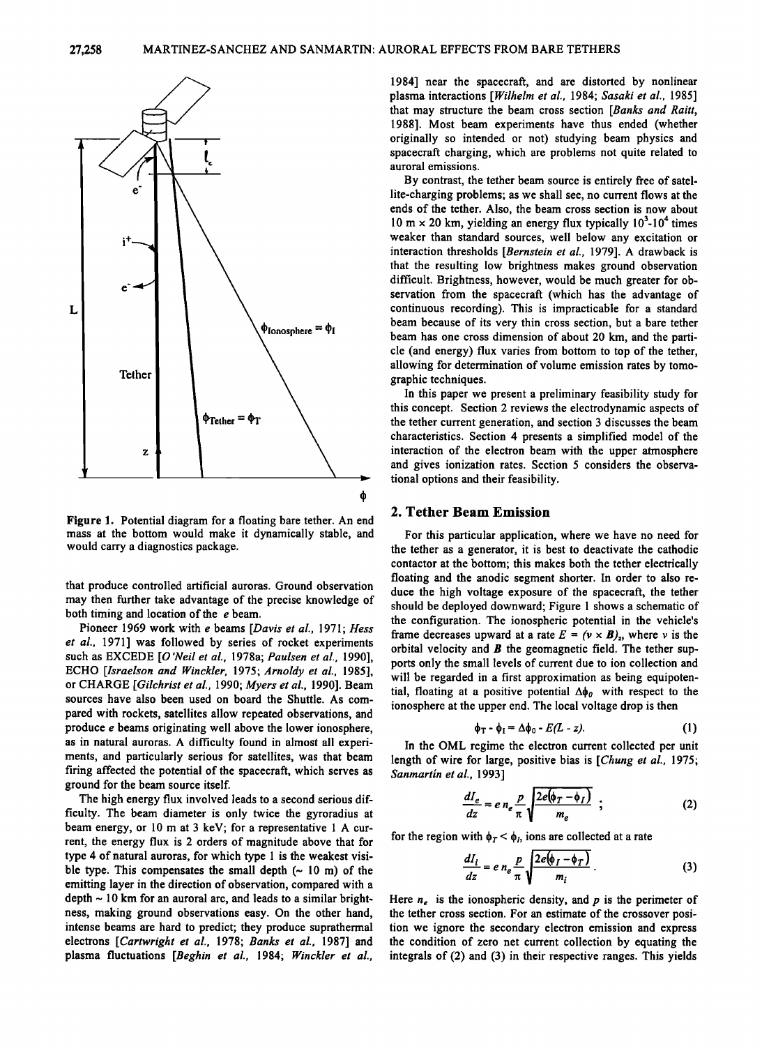**Figure 1.** Potential diagram for a floating bare tether. An end mass at the bottom would make it dynamically stable, and would carry a diagnostics package.

that produce controlled artificial auroras. Ground observation may then further take advantage of the precise knowledge of both timing and location of the *e* beam.

Pioneer 1969 work with *e* beams [*Davis et al.*, 1971; *Hess et al.*, 1971] was followed by series of rocket experiments such as EXCEDE [*O'Neil et al.*, 1978a; *Paulsen et al.*, 1990], ECHO [*Israelson and Winckler*, 1975; *Arnoldy et al.*, 1985], or CHARGE [*Gilchrist et al.*, 1990; *Myers et al.*, 1990]. Beam sources have also been used on board the Shuttle. As compared with rockets, satellites allow repeated observations, and produce *e* beams originating well above the lower ionosphere, as in natural auroras. A difficulty found in almost all experiments, and particularly serious for satellites, was that beam firing affected the potential of the spacecraft, which serves as ground for the beam source itself.

The high energy flux involved leads to a second serious difficulty. The beam diameter is only twice the gyroradius at beam energy, or 10 m at 3 keV; for a representative 1 A current, the energy flux is 2 orders of magnitude above that for type 4 of natural auroras, for which type 1 is the weakest visible type. This compensates the small depth (~ 10 m) of the emitting layer in the direction of observation, compared with a depth ~ 10 km for an auroral arc, and leads to a similar brightness, making ground observations easy. On the other hand, intense beams are hard to predict; they produce suprathermal electrons [*Cartwright et al.*, 1978; *Banks et al.*, 1987] and plasma fluctuations [*Beghin et al.*, 1984; *Winckler et al.*, 1984] near the spacecraft, and are distorted by nonlinear plasma interactions [*Wilhelm et al.*, 1984; *Sasaki et al.*, 1985] that may structure the beam cross section [*Banks and Raitt*, 1988]. Most beam experiments have thus ended (whether originally so intended or not) studying beam physics and spacecraft charging, which are problems not quite related to auroral emissions.

By contrast, the tether beam source is entirely free of satellite-charging problems; as we shall see, no current flows at the ends of the tether. Also, the beam cross section is now about 10 m × 20 km, yielding an energy flux typically $10^3$-$10^4$ times weaker than standard sources, well below any excitation or interaction thresholds [*Bernstein et al.*, 1979]. A drawback is that the resulting low brightness makes ground observation difficult. Brightness, however, would be much greater for observation from the spacecraft (which has the advantage of continuous recording). This is impracticable for a standard beam because of its very thin cross section, but a bare tether beam has one cross dimension of about 20 km, and the particle (and energy) flux varies from bottom to top of the tether, allowing for determination of volume emission rates by tomographic techniques.

In this paper we present a preliminary feasibility study for this concept. Section 2 reviews the electrodynamic aspects of the tether current generation, and section 3 discusses the beam characteristics. Section 4 presents a simplified model of the interaction of the electron beam with the upper atmosphere and gives ionization rates. Section 5 considers the observational options and their feasibility.

## 2. Tether Beam Emission

For this particular application, where we have no need for the tether as a generator, it is best to deactivate the cathodic contactor at the bottom; this makes both the tether electrically floating and the anodic segment shorter. In order to also reduce the high voltage exposure of the spacecraft, the tether should be deployed downward; Figure 1 shows a schematic of the configuration. The ionospheric potential in the vehicle's frame decreases upward at a rate $E = (v \times B)_z$, where $v$ is the orbital velocity and $B$ the geomagnetic field. The tether supports only the small levels of current due to ion collection and will be regarded in a first approximation as being equipotential, floating at a positive potential $\Delta\phi_0$ with respect to the ionosphere at the upper end. The local voltage drop is then

$$\phi_T - \phi_I = \Delta\phi_0 - E(L - z). \tag{1}$$

In the OML regime the electron current collected per unit length of wire for large, positive bias is [*Chung et al.*, 1975; *Sanmartín et al.*, 1993]

$$\frac{dI_e}{dz} = e\, n_e \frac{p}{\pi} \sqrt{\frac{2e(\phi_T - \phi_I)}{m_e}} \ ; \tag{2}$$

for the region with $\phi_T < \phi_I$, ions are collected at a rate

$$\frac{dI_i}{dz} = e\, n_e \frac{p}{\pi} \sqrt{\frac{2e(\phi_I - \phi_T)}{m_i}} . \tag{3}$$

Here $n_e$ is the ionospheric density, and $p$ is the perimeter of the tether cross section. For an estimate of the crossover position we ignore the secondary electron emission and express the condition of zero net current collection by equating the integrals of (2) and (3) in their respective ranges. This yields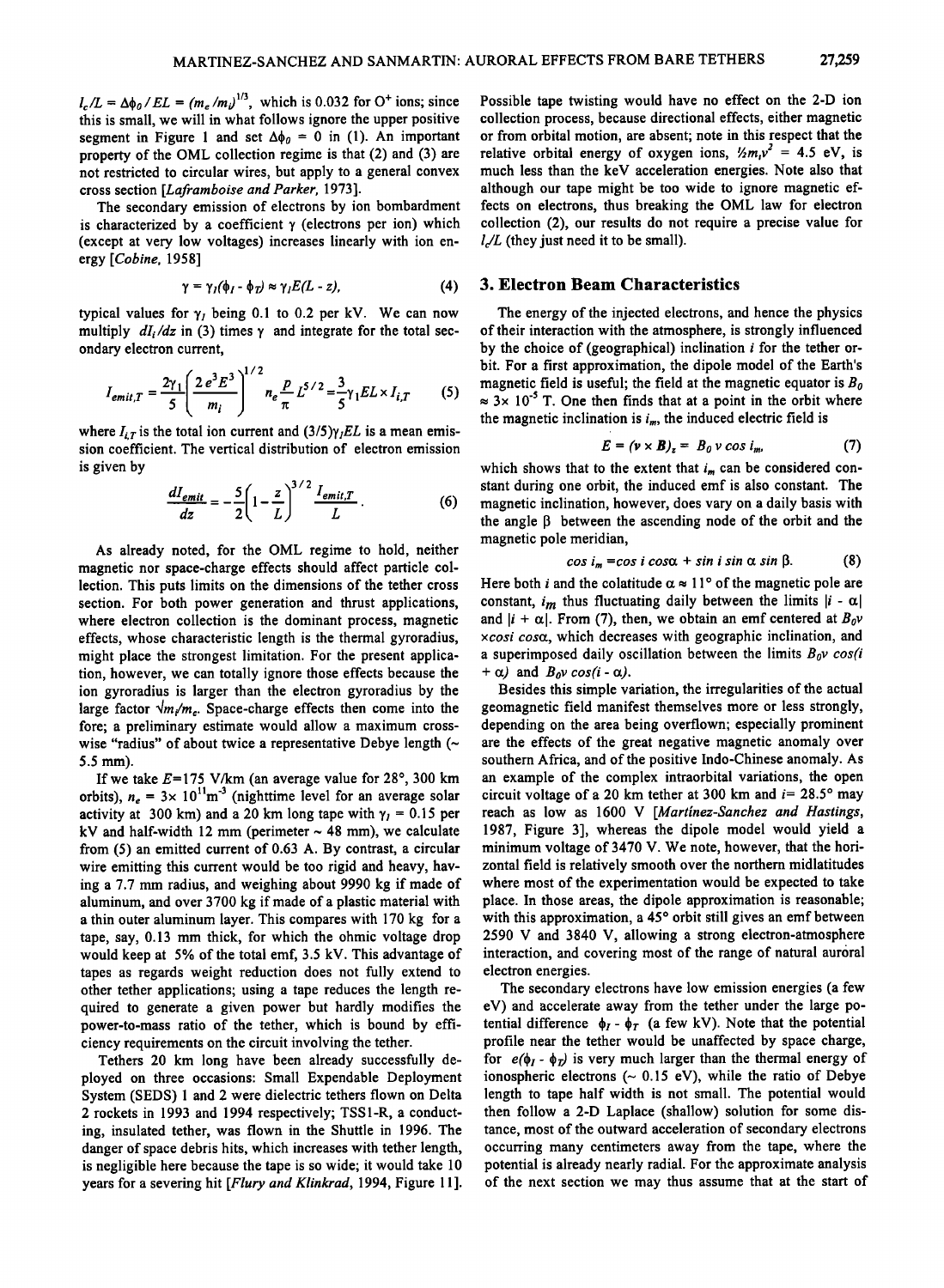$l_c/L = \Delta\phi_0/EL = (m_e/m_i)^{1/3}$, which is 0.032 for $O^+$ ions; since this is small, we will in what follows ignore the upper positive segment in Figure 1 and set $\Delta\phi_0 = 0$ in (1). An important property of the OML collection regime is that (2) and (3) are not restricted to circular wires, but apply to a general convex cross section [*Laframboise and Parker*, 1973].

The secondary emission of electrons by ion bombardment is characterized by a coefficient $\gamma$ (electrons per ion) which (except at very low voltages) increases linearly with ion energy [*Cobine*, 1958]

$$\gamma = \gamma_1(\phi_t - \phi_T) \approx \gamma_1 E(L - z), \tag{4}$$

typical values for $\gamma_1$ being 0.1 to 0.2 per kV. We can now multiply $dI_i/dz$ in (3) times $\gamma$ and integrate for the total secondary electron current,

$$I_{emit,T} = \frac{2\gamma_1}{5}\left(\frac{2e^3E^3}{m_i}\right)^{1/2} n_e \frac{p}{\pi} L^{5/2} = \frac{3}{5}\gamma_1 EL \times I_{i,T} \tag{5}$$

where $I_{i,T}$ is the total ion current and $(3/5)\gamma_1 EL$ is a mean emission coefficient. The vertical distribution of electron emission is given by

$$\frac{dI_{emit}}{dz} = -\frac{5}{2}\left(1 - \frac{z}{L}\right)^{3/2} \frac{I_{emit,T}}{L}. \tag{6}$$

As already noted, for the OML regime to hold, neither magnetic nor space-charge effects should affect particle collection. This puts limits on the dimensions of the tether cross section. For both power generation and thrust applications, where electron collection is the dominant process, magnetic effects, whose characteristic length is the thermal gyroradius, might place the strongest limitation. For the present application, however, we can totally ignore those effects because the ion gyroradius is larger than the electron gyroradius by the large factor $\sqrt{m_i/m_e}$. Space-charge effects then come into the fore; a preliminary estimate would allow a maximum crosswise "radius" of about twice a representative Debye length (~ 5.5 mm).

If we take $E$=175 V/km (an average value for 28°, 300 km orbits), $n_e$ = 3× $10^{11}$m$^{-3}$ (nighttime level for an average solar activity at 300 km) and a 20 km long tape with $\gamma_1$ = 0.15 per kV and half-width 12 mm (perimeter ~ 48 mm), we calculate from (5) an emitted current of 0.63 A. By contrast, a circular wire emitting this current would be too rigid and heavy, having a 7.7 mm radius, and weighing about 9990 kg if made of aluminum, and over 3700 kg if made of a plastic material with a thin outer aluminum layer. This compares with 170 kg for a tape, say, 0.13 mm thick, for which the ohmic voltage drop would keep at 5% of the total emf, 3.5 kV. This advantage of tapes as regards weight reduction does not fully extend to other tether applications; using a tape reduces the length required to generate a given power but hardly modifies the power-to-mass ratio of the tether, which is bound by efficiency requirements on the circuit involving the tether.

Tethers 20 km long have been already successfully deployed on three occasions: Small Expendable Deployment System (SEDS) 1 and 2 were dielectric tethers flown on Delta 2 rockets in 1993 and 1994 respectively; TSS1-R, a conducting, insulated tether, was flown in the Shuttle in 1996. The danger of space debris hits, which increases with tether length, is negligible here because the tape is so wide; it would take 10 years for a severing hit [*Flury and Klinkrad*, 1994, Figure 11].

Possible tape twisting would have no effect on the 2-D ion collection process, because directional effects, either magnetic or from orbital motion, are absent; note in this respect that the relative orbital energy of oxygen ions, $\frac{1}{2}m_iv^2$ = 4.5 eV, is much less than the keV acceleration energies. Note also that although our tape might be too wide to ignore magnetic effects on electrons, thus breaking the OML law for electron collection (2), our results do not require a precise value for $l_c/L$ (they just need it to be small).

## 3. Electron Beam Characteristics

The energy of the injected electrons, and hence the physics of their interaction with the atmosphere, is strongly influenced by the choice of (geographical) inclination $i$ for the tether orbit. For a first approximation, the dipole model of the Earth's magnetic field is useful; the field at the magnetic equator is $B_0$ ≈ 3× $10^{-5}$ T. One then finds that at a point in the orbit where the magnetic inclination is $i_m$, the induced electric field is

$$E = (\boldsymbol{v} \times \boldsymbol{B})_z = B_0\, v \cos i_m, \tag{7}$$

which shows that to the extent that $i_m$ can be considered constant during one orbit, the induced emf is also constant. The magnetic inclination, however, does vary on a daily basis with the angle $\beta$ between the ascending node of the orbit and the magnetic pole meridian,

$$\cos i_m = \cos i \cos\alpha + \sin i \sin\alpha \sin\beta. \tag{8}$$

Here both $i$ and the colatitude $\alpha \approx 11°$ of the magnetic pole are constant, $i_m$ thus fluctuating daily between the limits $|i - \alpha|$ and $|i + \alpha|$. From (7), then, we obtain an emf centered at $B_0 v \times \cos i \cos\alpha$, which decreases with geographic inclination, and a superimposed daily oscillation between the limits $B_0 v \cos(i + \alpha)$ and $B_0 v \cos(i - \alpha)$.

Besides this simple variation, the irregularities of the actual geomagnetic field manifest themselves more or less strongly, depending on the area being overflown; especially prominent are the effects of the great negative magnetic anomaly over southern Africa, and of the positive Indo-Chinese anomaly. As an example of the complex intraorbital variations, the open circuit voltage of a 20 km tether at 300 km and $i$= 28.5° may reach as low as 1600 V [*Martinez-Sanchez and Hastings*, 1987, Figure 3], whereas the dipole model would yield a minimum voltage of 3470 V. We note, however, that the horizontal field is relatively smooth over the northern midlatitudes where most of the experimentation would be expected to take place. In those areas, the dipole approximation is reasonable; with this approximation, a 45° orbit still gives an emf between 2590 V and 3840 V, allowing a strong electron-atmosphere interaction, and covering most of the range of natural auroral electron energies.

The secondary electrons have low emission energies (a few eV) and accelerate away from the tether under the large potential difference $\phi_t - \phi_T$ (a few kV). Note that the potential profile near the tether would be unaffected by space charge, for $e(\phi_t - \phi_T)$ is very much larger than the thermal energy of ionospheric electrons (~ 0.15 eV), while the ratio of Debye length to tape half width is not small. The potential would then follow a 2-D Laplace (shallow) solution for some distance, most of the outward acceleration of secondary electrons occurring many centimeters away from the tape, where the potential is already nearly radial. For the approximate analysis of the next section we may thus assume that at the start of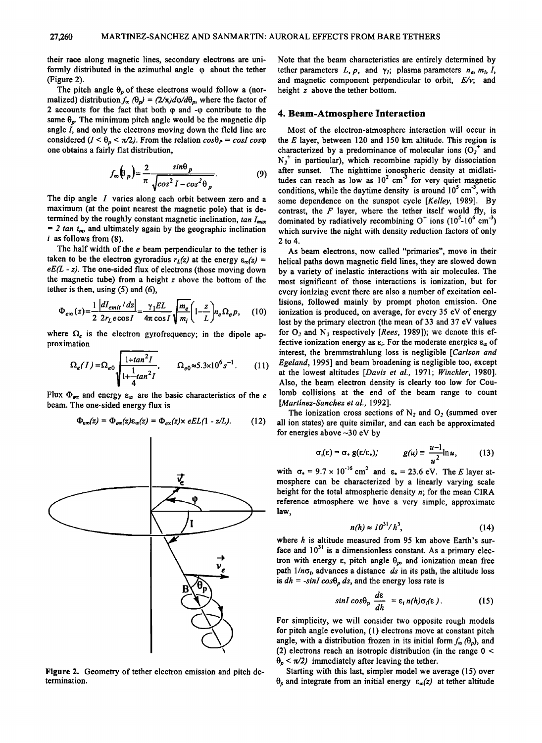their race along magnetic lines, secondary electrons are uniformly distributed in the azimuthal angle $\varphi$ about the tether (Figure 2).

The pitch angle $\theta_p$ of these electrons would follow a (normalized) distribution $f_\infty(\theta_p) = (2/\pi)d\varphi/d\theta_p$, where the factor of 2 accounts for the fact that both $\varphi$ and $-\varphi$ contribute to the same $\theta_p$. The minimum pitch angle would be the magnetic dip angle $I$, and only the electrons moving down the field line are considered ($I < \theta_p < \pi/2$). From the relation $\cos\theta_P = \cos I \cos\varphi$ one obtains a fairly flat distribution,

$$f_\infty(\theta_p) = \frac{2}{\pi}\frac{\sin\theta_p}{\sqrt{\cos^2 I - \cos^2\theta_p}}. \tag{9}$$

The dip angle $I$ varies along each orbit between zero and a maximum (at the point nearest the magnetic pole) that is determined by the roughly constant magnetic inclination, $\tan I_{max} = 2\tan i_m$, and ultimately again by the geographic inclination $i$ as follows from (8).

The half width of the $e$ beam perpendicular to the tether is taken to be the electron gyroradius $r_L(z)$ at the energy $\varepsilon_\infty(z) = eE(L - z)$. The one-sided flux of electrons (those moving down the magnetic tube) from a height $z$ above the bottom of the tether is then, using (5) and (6),

$$\Phi_{e\infty}(z) = \frac{1}{2}\frac{|dI_{emit}/dz|}{2r_L e\cos I} = \frac{\gamma_I EL}{4\pi\cos I}\sqrt{\frac{m_e}{m_i}}\left(1 - \frac{z}{L}\right)n_e\Omega_e p, \tag{10}$$

where $\Omega_e$ is the electron gyrofrequency; in the dipole approximation

$$\Omega_e(I) = \Omega_{e0}\sqrt{\frac{1+\tan^2 I}{1+\frac{1}{4}\tan^2 I}}, \qquad \Omega_{e0} \approx 5.3\times10^6\,s^{-1}. \tag{11}$$

Flux $\Phi_{e\infty}$ and energy $\varepsilon_\infty$ are the basic characteristics of the $e$ beam. The one-sided energy flux is

$$\Phi_{\varepsilon\infty}(z) = \Phi_{e\infty}(z)\varepsilon_\infty(z) = \Phi_{e\infty}(z)\times eEL(1 - z/L). \tag{12}$$

Figure 2. Geometry of tether electron emission and pitch determination.

Note that the beam characteristics are entirely determined by tether parameters $L$, $p$, and $\gamma_I$; plasma parameters $n_e$, $m_i$, $I$, and magnetic component perpendicular to orbit, $E/v$; and height $z$ above the tether bottom.

## 4. Beam-Atmosphere Interaction

Most of the electron-atmosphere interaction will occur in the $E$ layer, between 120 and 150 km altitude. This region is characterized by a predominance of molecular ions ($O_2^+$ and $N_2^+$ in particular), which recombine rapidly by dissociation after sunset. The nighttime ionospheric density at midlatitudes can reach as low as $10^2$ cm$^{-3}$ for very quiet magnetic conditions, while the daytime density is around $10^5$ cm$^{-3}$, with some dependence on the sunspot cycle [Kelley, 1989]. By contrast, the $F$ layer, where the tether itself would fly, is dominated by radiatively recombining $O^+$ ions ($10^5$-$10^6$ cm$^{-3}$) which survive the night with density reduction factors of only 2 to 4.

As beam electrons, now called "primaries", move in their helical paths down magnetic field lines, they are slowed down by a variety of inelastic interactions with air molecules. The most significant of those interactions is ionization, but for every ionizing event there are also a number of excitation collisions, followed mainly by prompt photon emission. One ionization is produced, on average, for every 35 eV of energy lost by the primary electron (the mean of 33 and 37 eV values for $O_2$ and $N_2$ respectively [Rees, 1989]); we denote this effective ionization energy as $\varepsilon_i$. For the moderate energies $\varepsilon_\infty$ of interest, the bremmstrahlung loss is negligible [Carlson and Egeland, 1995] and beam broadening is negligible too, except at the lowest altitudes [Davis et al., 1971; Winckler, 1980]. Also, the beam electron density is clearly too low for Coulomb collisions at the end of the beam range to count [Martinez-Sanchez et al., 1992].

The ionization cross sections of $N_2$ and $O_2$ (summed over all ion states) are quite similar, and can each be approximated for energies above ~30 eV by

$$\sigma_i(\varepsilon) = \sigma_*\, g(\varepsilon/\varepsilon_*); \qquad g(u) \equiv \frac{u-1}{u^2}\ln u, \tag{13}$$

with $\sigma_* = 9.7\times10^{-16}$ cm$^2$ and $\varepsilon_* = 23.6$ eV. The $E$ layer atmosphere can be characterized by a linearly varying scale height for the total atmospheric density $n$; for the mean CIRA reference atmosphere we have a very simple, approximate law,

$$n(h) \approx 10^{31}/h^3, \tag{14}$$

where $h$ is altitude measured from 95 km above Earth's surface and $10^{31}$ is a dimensionless constant. As a primary electron with energy $\varepsilon$, pitch angle $\theta_p$, and ionization mean free path $1/n\sigma_i$, advances a distance $ds$ in its path, the altitude loss is $dh = -\sin I\cos\theta_p\, ds$, and the energy loss rate is

$$\sin I\cos\theta_p\frac{d\varepsilon}{dh} = \varepsilon_i\, n(h)\sigma_i(\varepsilon). \tag{15}$$

For simplicity, we will consider two opposite rough models for pitch angle evolution, (1) electrons move at constant pitch angle, with a distribution frozen in its initial form $f_\infty(\theta_p)$, and (2) electrons reach an isotropic distribution (in the range $0 < \theta_p < \pi/2$) immediately after leaving the tether.

Starting with this last, simpler model we average (15) over $\theta_p$ and integrate from an initial energy $\varepsilon_\infty(z)$ at tether altitude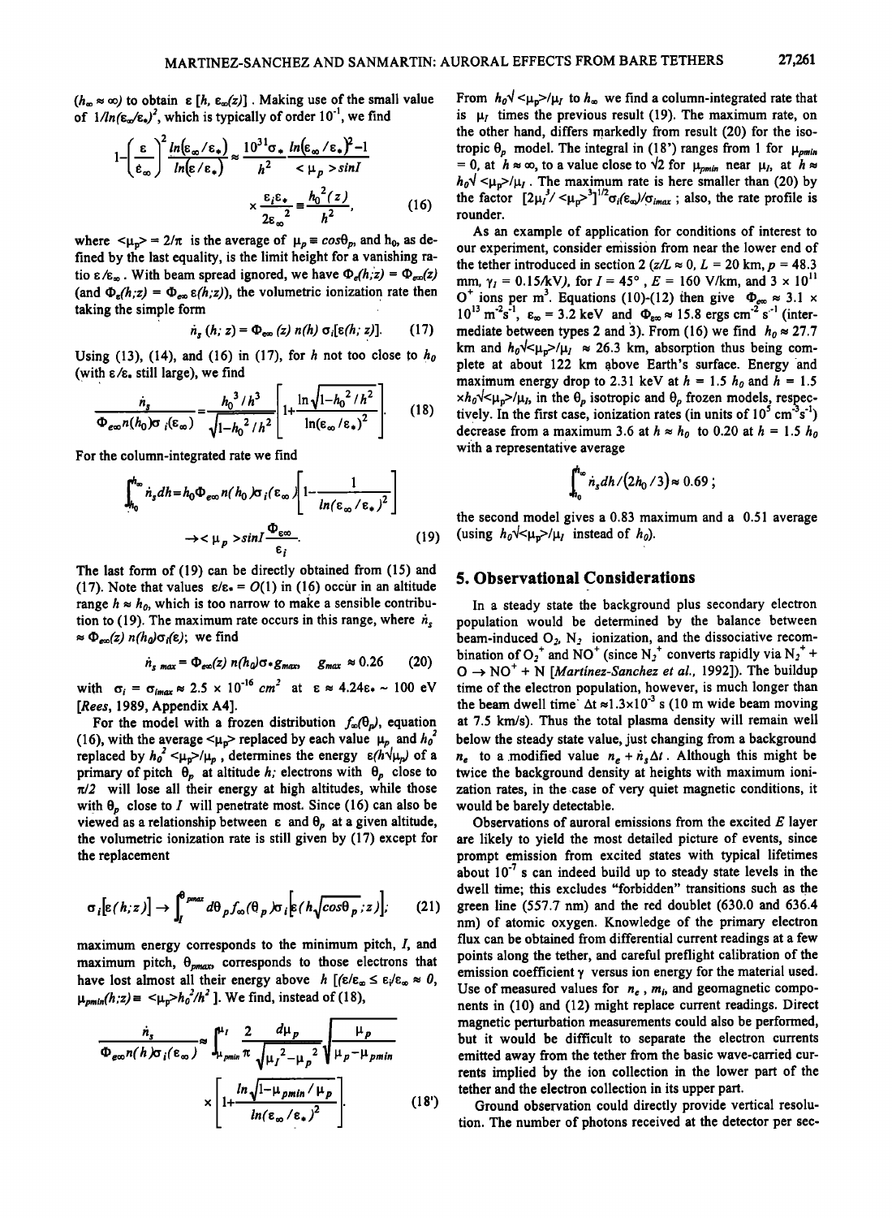($h_\infty \approx \infty$) to obtain $\varepsilon\,[h,\, \varepsilon_\infty(z)]$. Making use of the small value of $1/ln(\varepsilon_\infty/\varepsilon_*)^2$, which is typically of order $10^{-1}$, we find

$$1-\left(\frac{\varepsilon}{\varepsilon_\infty}\right)^2 \frac{ln(\varepsilon_\infty/\varepsilon_*)}{ln(\varepsilon/\varepsilon_*)} \approx \frac{10^{31}\sigma_*}{h^2}\frac{ln(\varepsilon_\infty/\varepsilon_*)^2-1}{<\mu_p>sinI}$$

$$\times\frac{\varepsilon_i\varepsilon_*}{2\varepsilon_\infty^{\;2}} \equiv \frac{h_0^{\;2}(z)}{h^2}, \qquad (16)$$

where $<\mu_p> = 2/\pi$ is the average of $\mu_p \equiv cos\theta_p$, and $h_0$, as defined by the last equality, is the limit height for a vanishing ratio $\varepsilon/\varepsilon_\infty$. With beam spread ignored, we have $\Phi_e(h;z) = \Phi_{e\infty}(z)$ (and $\Phi_\varepsilon(h;z) = \Phi_{e\infty}\,\varepsilon(h;z)$), the volumetric ionization rate then taking the simple form

$$\dot{n}_s\,(h;\,z) = \Phi_{e\infty}\,(z)\; n(h)\; \sigma_i[\varepsilon(h;\,z)]. \qquad (17)$$

Using (13), (14), and (16) in (17), for $h$ not too close to $h_0$ (with $\varepsilon/\varepsilon_*$ still large), we find

$$\frac{\dot{n}_s}{\Phi_{e\infty}n(h_0)\sigma_i(\varepsilon_\infty)} = \frac{h_0^{\;3}/h^3}{\sqrt{1-h_0^{\;2}/h^2}}\left[1+\frac{\ln\sqrt{1-h_0^{\;2}/h^2}}{\ln(\varepsilon_\infty/\varepsilon_*)^2}\right]. \qquad (18)$$

For the column-integrated rate we find

$$\int_{h_0}^{h_\infty} \dot{n}_s dh = h_0\Phi_{e\infty}n(h_0)\sigma_i(\varepsilon_\infty)\left[1-\frac{1}{ln(\varepsilon_\infty/\varepsilon_*)^2}\right]$$

$$\rightarrow <\mu_p>sinI\,\frac{\Phi_{e\infty}}{\varepsilon_i}. \qquad (19)$$

The last form of (19) can be directly obtained from (15) and (17). Note that values $\varepsilon/\varepsilon_* = O(1)$ in (16) occur in an altitude range $h \approx h_0$, which is too narrow to make a sensible contribution to (19). The maximum rate occurs in this range, where $\dot{n}_s \approx \Phi_{e\infty}(z)\; n(h_0)\sigma_i(\varepsilon)$; we find

$$\dot{n}_{s\;max} = \Phi_{e\infty}(z)\; n(h_0)\sigma_* g_{max}, \quad g_{max} \approx 0.26 \qquad (20)$$

with $\sigma_i = \sigma_{imax} \approx 2.5 \times 10^{-16}\; cm^2$ at $\varepsilon \approx 4.24\varepsilon_* \sim 100$ eV [*Rees*, 1989, Appendix A4].

For the model with a frozen distribution $f_\infty(\theta_p)$, equation (16), with the average $<\mu_p>$ replaced by each value $\mu_p$ and $h_0^2$ replaced by $h_0^2<\mu_p>/\mu_p$, determines the energy $\varepsilon(h\sqrt{\mu_p})$ of a primary of pitch $\theta_p$ at altitude $h$; electrons with $\theta_p$ close to $\pi/2$ will lose all their energy at high altitudes, while those with $\theta_p$ close to $I$ will penetrate most. Since (16) can also be viewed as a relationship between $\varepsilon$ and $\theta_p$ at a given altitude, the volumetric ionization rate is still given by (17) except for the replacement

$$\sigma_i[\varepsilon(h;z)] \rightarrow \int_I^{\theta_{pmax}} d\theta_p f_\infty(\theta_p)\sigma_i\left[\varepsilon(h\sqrt{cos\theta_p}\,;z)\right]; \qquad (21)$$

maximum energy corresponds to the minimum pitch, $I$, and maximum pitch, $\theta_{pmax}$, corresponds to those electrons that have lost almost all their energy above $h$ [$(\varepsilon/\varepsilon_\infty \leq \varepsilon_i/\varepsilon_\infty \approx 0$, $\mu_{pmin}(h;z) \equiv <\mu_p>h_0^2/h^2$ ]. We find, instead of (18),

$$\frac{\dot{n}_s}{\Phi_{e\infty}n(h)\sigma_i(\varepsilon_\infty)} \approx \int_{\mu_{pmin}}^{\mu_I}\frac{2}{\pi}\frac{d\mu_p}{\sqrt{\mu_I^{\;2}-\mu_p^{\;2}}}\sqrt{\frac{\mu_p}{\mu_p-\mu_{pmin}}}$$

$$\times\left[1+\frac{ln\sqrt{1-\mu_{pmin}/\mu_p}}{ln(\varepsilon_\infty/\varepsilon_*)^2}\right]. \qquad (18')$$

From $h_0\sqrt{<\mu_p>/\mu_I}$ to $h_\infty$ we find a column-integrated rate that is $\mu_I$ times the previous result (19). The maximum rate, on the other hand, differs markedly from result (20) for the isotropic $\theta_p$ model. The integral in (18') ranges from 1 for $\mu_{pmin} = 0$, at $h \approx \infty$, to a value close to $\sqrt{2}$ for $\mu_{pmin}$ near $\mu_I$, at $h \approx h_0\sqrt{<\mu_p>/\mu_I}$. The maximum rate is here smaller than (20) by the factor $[2\mu_I^3/<\mu_p>^3]^{1/2}\sigma_i(\varepsilon_\infty)/\sigma_{imax}$; also, the rate profile is rounder.

As an example of application for conditions of interest to our experiment, consider emission from near the lower end of the tether introduced in section 2 ($z/L \approx 0$, $L = 20$ km, $p = 48.3$ mm, $\gamma_I = 0.15$/kV), for $I = 45°$, $E = 160$ V/km, and $3 \times 10^{11}$ $O^+$ ions per $m^3$. Equations (10)-(12) then give $\Phi_{e\infty} \approx 3.1 \times 10^{13}\; m^{-2}s^{-1}$, $\varepsilon_\infty = 3.2$ keV and $\Phi_{\varepsilon\infty} \approx 15.8$ ergs $cm^{-2}\,s^{-1}$ (intermediate between types 2 and 3). From (16) we find $h_0 \approx 27.7$ km and $h_0\sqrt{<\mu_p>/\mu_I} \approx 26.3$ km, absorption thus being complete at about 122 km above Earth's surface. Energy and maximum energy drop to 2.31 keV at $h = 1.5\; h_0$ and $h = 1.5 \times h_0\sqrt{<\mu_p>/\mu_I}$, in the $\theta_p$ isotropic and $\theta_p$ frozen models, respectively. In the first case, ionization rates (in units of $10^5\; cm^{-3}s^{-1}$) decrease from a maximum 3.6 at $h \approx h_0$ to 0.20 at $h = 1.5\; h_0$ with a representative average

$$\int_{h_0}^{h_\infty} \dot{n}_s dh/(2h_0/3) \approx 0.69\;;$$

the second model gives a 0.83 maximum and a 0.51 average (using $h_0\sqrt{<\mu_p>/\mu_I}$ instead of $h_0$).

## 5. Observational Considerations

In a steady state the background plus secondary electron population would be determined by the balance between beam-induced $O_2$, $N_2$ ionization, and the dissociative recombination of $O_2^+$ and $NO^+$ (since $N_2^+$ converts rapidly via $N_2^+ + O \rightarrow NO^+ + N$ [*Martinez-Sanchez et al.*, 1992]). The buildup time of the electron population, however, is much longer than the beam dwell time $\Delta t \approx 1.3\times10^{-3}$ s (10 m wide beam moving at 7.5 km/s). Thus the total plasma density will remain well below the steady state value, just changing from a background $n_e$ to a modified value $n_e + \dot{n}_s\Delta t$. Although this might be twice the background density at heights with maximum ionization rates, in the case of very quiet magnetic conditions, it would be barely detectable.

Observations of auroral emissions from the excited $E$ layer are likely to yield the most detailed picture of events, since prompt emission from excited states with typical lifetimes about $10^{-7}$ s can indeed build up to steady state levels in the dwell time; this excludes "forbidden" transitions such as the green line (557.7 nm) and the red doublet (630.0 and 636.4 nm) of atomic oxygen. Knowledge of the primary electron flux can be obtained from differential current readings at a few points along the tether, and careful preflight calibration of the emission coefficient $\gamma$ versus ion energy for the material used. Use of measured values for $n_e$, $m_i$, and geomagnetic components in (10) and (12) might replace current readings. Direct magnetic perturbation measurements could also be performed, but it would be difficult to separate the electron currents emitted away from the tether from the basic wave-carried currents implied by the ion collection in the lower part of the tether and the electron collection in its upper part.

Ground observation could directly provide vertical resolution. The number of photons received at the detector per sec-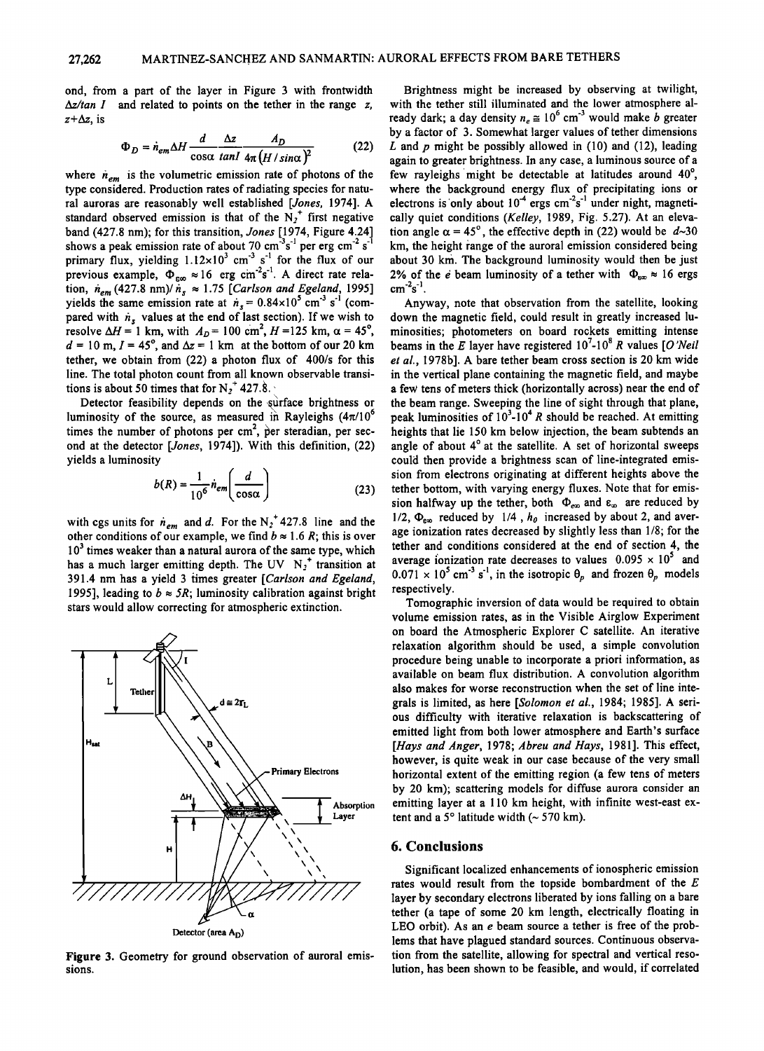ond, from a part of the layer in Figure 3 with frontwidth $\Delta z/\tan I$ and related to points on the tether in the range $z$, $z+\Delta z$, is

$$\Phi_D = \dot{n}_{em}\Delta H \frac{d}{\cos\alpha}\frac{\Delta z}{\tan I}\frac{A_D}{4\pi (H/\sin\alpha)^2} \tag{22}$$

where $\dot{n}_{em}$ is the volumetric emission rate of photons of the type considered. Production rates of radiating species for natural auroras are reasonably well established [*Jones*, 1974]. A standard observed emission is that of the $N_2^+$ first negative band (427.8 nm); for this transition, *Jones* [1974, Figure 4.24] shows a peak emission rate of about 70 $cm^{-3}s^{-1}$ per erg $cm^{-2}$ $s^{-1}$ primary flux, yielding $1.12\times10^3$ $cm^{-3}$ $s^{-1}$ for the flux of our previous example, $\Phi_{\varepsilon\infty} \approx 16$ erg $cm^{-2}s^{-1}$. A direct rate relation, $\dot{n}_{em}$ (427.8 nm)/ $\dot{n}_s \approx 1.75$ [*Carlson and Egeland*, 1995] yields the same emission rate at $\dot{n}_s = 0.84\times10^5$ $cm^{-3}$ $s^{-1}$ (compared with $\dot{n}_s$ values at the end of last section). If we wish to resolve $\Delta H = 1$ km, with $A_D = 100$ $cm^2$, $H = 125$ km, $\alpha = 45°$, $d = 10$ m, $I = 45°$, and $\Delta z = 1$ km at the bottom of our 20 km tether, we obtain from (22) a photon flux of 400/s for this line. The total photon count from all known observable transitions is about 50 times that for $N_2^+$ 427.8.

Detector feasibility depends on the surface brightness or luminosity of the source, as measured in Rayleighs ($4\pi/10^6$ times the number of photons per $cm^2$, per steradian, per second at the detector [*Jones*, 1974]). With this definition, (22) yields a luminosity

$$b(R) = \frac{1}{10^6}\dot{n}_{em}\left(\frac{d}{\cos\alpha}\right) \tag{23}$$

with cgs units for $\dot{n}_{em}$ and $d$. For the $N_2^+$ 427.8 line and the other conditions of our example, we find $b \approx 1.6$ $R$; this is over $10^3$ times weaker than a natural aurora of the same type, which has a much larger emitting depth. The UV $N_2^+$ transition at 391.4 nm has a yield 3 times greater [*Carlson and Egeland*, 1995], leading to $b \approx 5R$; luminosity calibration against bright stars would allow correcting for atmospheric extinction.

Figure 3. Geometry for ground observation of auroral emissions.

Brightness might be increased by observing at twilight, with the tether still illuminated and the lower atmosphere already dark; a day density $n_e \cong 10^6$ $cm^{-3}$ would make $b$ greater by a factor of 3. Somewhat larger values of tether dimensions $L$ and $p$ might be possibly allowed in (10) and (12), leading again to greater brightness. In any case, a luminous source of a few rayleighs might be detectable at latitudes around 40°, where the background energy flux of precipitating ions or electrons is only about $10^{-4}$ ergs $cm^{-2}s^{-1}$ under night, magnetically quiet conditions (*Kelley*, 1989, Fig. 5.27). At an elevation angle $\alpha = 45°$, the effective depth in (22) would be $d$~30 km, the height range of the auroral emission considered being about 30 km. The background luminosity would then be just 2% of the $e$ beam luminosity of a tether with $\Phi_{\varepsilon\infty} \approx 16$ ergs $cm^{-2}s^{-1}$.

Anyway, note that observation from the satellite, looking down the magnetic field, could result in greatly increased luminosities; photometers on board rockets emitting intense beams in the $E$ layer have registered $10^7$-$10^8$ $R$ values [*O'Neil et al.*, 1978b]. A bare tether beam cross section is 20 km wide in the vertical plane containing the magnetic field, and maybe a few tens of meters thick (horizontally across) near the end of the beam range. Sweeping the line of sight through that plane, peak luminosities of $10^3$-$10^4$ $R$ should be reached. At emitting heights that lie 150 km below injection, the beam subtends an angle of about 4° at the satellite. A set of horizontal sweeps could then provide a brightness scan of line-integrated emission from electrons originating at different heights above the tether bottom, with varying energy fluxes. Note that for emission halfway up the tether, both $\Phi_{\varepsilon\infty}$ and $\varepsilon_\infty$ are reduced by 1/2, $\Phi_{\varepsilon\infty}$ reduced by 1/4 , $h_0$ increased by about 2, and average ionization rates decreased by slightly less than 1/8; for the tether and conditions considered at the end of section 4, the average ionization rate decreases to values $0.095\times10^5$ and $0.071\times10^5$ $cm^{-3}$ $s^{-1}$, in the isotropic $\theta_p$ and frozen $\theta_p$ models respectively.

Tomographic inversion of data would be required to obtain volume emission rates, as in the Visible Airglow Experiment on board the Atmospheric Explorer C satellite. An iterative relaxation algorithm should be used, a simple convolution procedure being unable to incorporate a priori information, as available on beam flux distribution. A convolution algorithm also makes for worse reconstruction when the set of line integrals is limited, as here [*Solomon et al.*, 1984; 1985]. A serious difficulty with iterative relaxation is backscattering of emitted light from both lower atmosphere and Earth's surface [*Hays and Anger*, 1978; *Abreu and Hays*, 1981]. This effect, however, is quite weak in our case because of the very small horizontal extent of the emitting region (a few tens of meters by 20 km); scattering models for diffuse aurora consider an emitting layer at a 110 km height, with infinite west-east extent and a 5° latitude width (~ 570 km).

## 6. Conclusions

Significant localized enhancements of ionospheric emission rates would result from the topside bombardment of the $E$ layer by secondary electrons liberated by ions falling on a bare tether (a tape of some 20 km length, electrically floating in LEO orbit). As an $e$ beam source a tether is free of the problems that have plagued standard sources. Continuous observation from the satellite, allowing for spectral and vertical resolution, has been shown to be feasible, and would, if correlated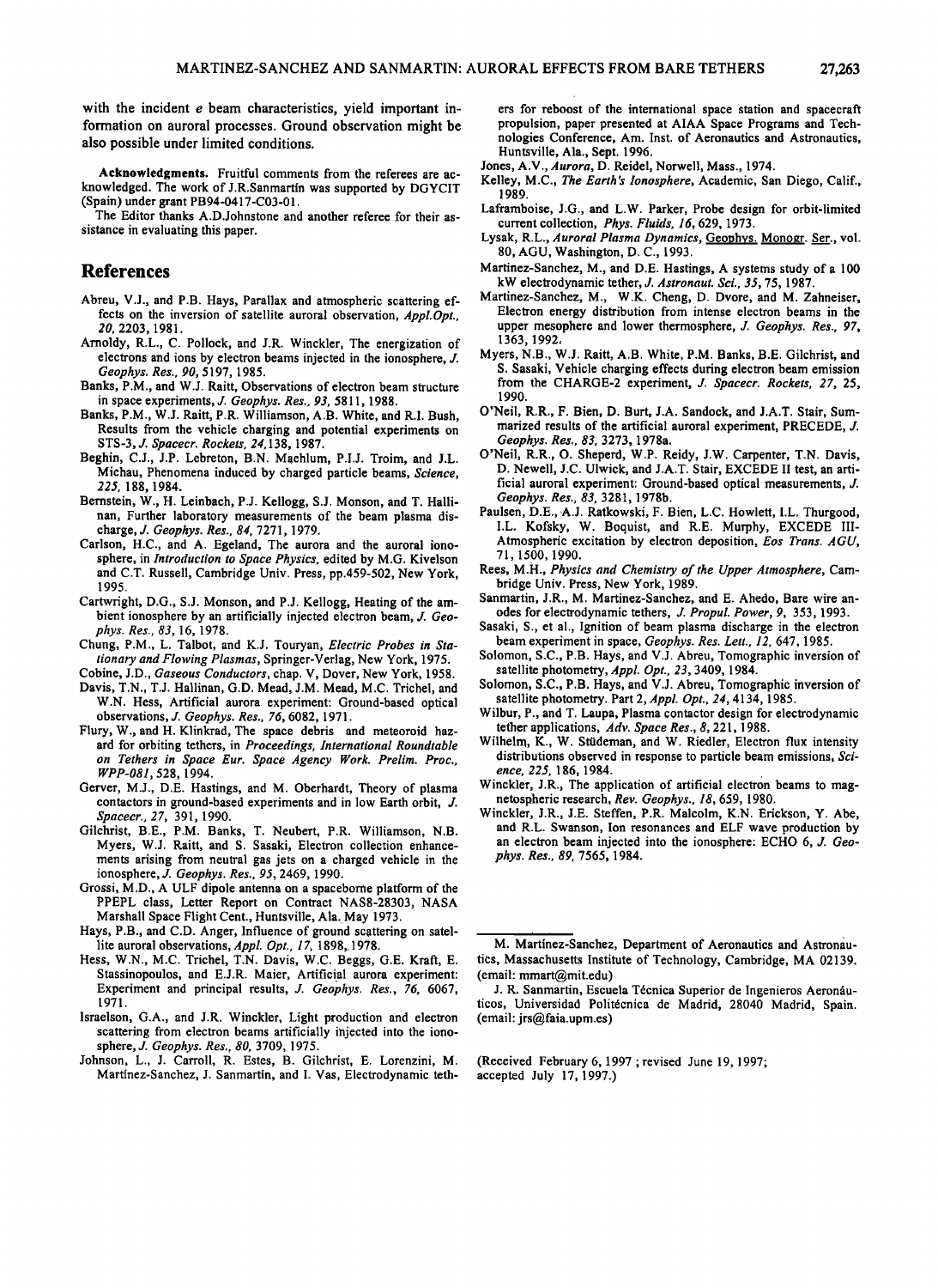with the incident *e* beam characteristics, yield important information on auroral processes. Ground observation might be also possible under limited conditions.

**Acknowledgments.** Fruitful comments from the referees are acknowledged. The work of J.R.Sanmartín was supported by DGYCIT (Spain) under grant PB94-0417-C03-01.

The Editor thanks A.D.Johnstone and another referee for their assistance in evaluating this paper.

# References

Abreu, V.J., and P.B. Hays, Parallax and atmospheric scattering effects on the inversion of satellite auroral observation, *Appl.Opt., 20,* 2203, 1981.

Arnoldy, R.L., C. Pollock, and J.R. Winckler, The energization of electrons and ions by electron beams injected in the ionosphere, *J. Geophys. Res., 90,* 5197, 1985.

Banks, P.M., and W.J. Raitt, Observations of electron beam structure in space experiments, *J. Geophys. Res., 93,* 5811, 1988.

Banks, P.M., W.J. Raitt, P.R. Williamson, A.B. White, and R.I. Bush, Results from the vehicle charging and potential experiments on STS-3, *J. Spacecr. Rockets, 24,*138, 1987.

Beghin, C.J., J.P. Lebreton, B.N. Machlum, P.I.J. Troim, and J.L. Michau, Phenomena induced by charged particle beams, *Science, 225,* 188, 1984.

Bernstein, W., H. Leinbach, P.J. Kellogg, S.J. Monson, and T. Hallinan, Further laboratory measurements of the beam plasma discharge, *J. Geophys. Res., 84,* 7271, 1979.

Carlson, H.C., and A. Egeland, The aurora and the auroral ionosphere, in *Introduction to Space Physics,* edited by M.G. Kivelson and C.T. Russell, Cambridge Univ. Press, pp.459-502, New York, 1995.

Cartwright, D.G., S.J. Monson, and P.J. Kellogg, Heating of the ambient ionosphere by an artificially injected electron beam, *J. Geophys. Res., 83,* 16, 1978.

Chung, P.M., L. Talbot, and K.J. Touryan, *Electric Probes in Stationary and Flowing Plasmas,* Springer-Verlag, New York, 1975.

Cobine, J.D., *Gaseous Conductors,* chap. V, Dover, New York, 1958.

Davis, T.N., T.J. Hallinan, G.D. Mead, J.M. Mead, M.C. Trichel, and W.N. Hess, Artificial aurora experiment: Ground-based optical observations, *J. Geophys. Res., 76,* 6082, 1971.

Flury, W., and H. Klinkrad, The space debris and meteoroid hazard for orbiting tethers, in *Proceedings, International Roundtable on Tethers in Space Eur. Space Agency Work. Prelim. Proc., WPP-081,* 528, 1994.

Gerver, M.J., D.E. Hastings, and M. Oberhardt, Theory of plasma contactors in ground-based experiments and in low Earth orbit, *J. Spacecr., 27,* 391, 1990.

Gilchrist, B.E., P.M. Banks, T. Neubert, P.R. Williamson, N.B. Myers, W.J. Raitt, and S. Sasaki, Electron collection enhancements arising from neutral gas jets on a charged vehicle in the ionosphere, *J. Geophys. Res., 95,* 2469, 1990.

Grossi, M.D., A ULF dipole antenna on a spaceborne platform of the PPEPL class, Letter Report on Contract NAS8-28303, NASA Marshall Space Flight Cent., Huntsville, Ala. May 1973.

Hays, P.B., and C.D. Anger, Influence of ground scattering on satellite auroral observations, *Appl. Opt., 17,* 1898, 1978.

Hess, W.N., M.C. Trichel, T.N. Davis, W.C. Beggs, G.E. Kraft, E. Stassinopoulos, and E.J.R. Maier, Artificial aurora experiment: Experiment and principal results, *J. Geophys. Res., 76,* 6067, 1971.

Israelson, G.A., and J.R. Winckler, Light production and electron scattering from electron beams artificially injected into the ionosphere, *J. Geophys. Res., 80,* 3709, 1975.

Johnson, L., J. Carroll, R. Estes, B. Gilchrist, E. Lorenzini, M. Martínez-Sanchez, J. Sanmartín, and I. Vas, Electrodynamic tethers for reboost of the international space station and spacecraft propulsion, paper presented at AIAA Space Programs and Technologies Conference, Am. Inst. of Aeronautics and Astronautics, Huntsville, Ala., Sept. 1996.

Jones, A.V., *Aurora,* D. Reidel, Norwell, Mass., 1974.

Kelley, M.C., *The Earth's Ionosphere,* Academic, San Diego, Calif., 1989.

Laframboise, J.G., and L.W. Parker, Probe design for orbit-limited current collection, *Phys. Fluids, 16,* 629, 1973.

Lysak, R.L., *Auroral Plasma Dynamics,* Geophys. Monogr. Ser., vol. 80, AGU, Washington, D. C., 1993.

Martinez-Sanchez, M., and D.E. Hastings, A systems study of a 100 kW electrodynamic tether, *J. Astronaut. Sci., 35,* 75, 1987.

Martinez-Sanchez, M., W.K. Cheng, D. Dvore, and M. Zahneiser, Electron energy distribution from intense electron beams in the upper mesophere and lower thermosphere, *J. Geophys. Res., 97,* 1363, 1992.

Myers, N.B., W.J. Raitt, A.B. White, P.M. Banks, B.E. Gilchrist, and S. Sasaki, Vehicle charging effects during electron beam emission from the CHARGE-2 experiment, *J. Spacecr. Rockets, 27,* 25, 1990.

O'Neil, R.R., F. Bien, D. Burt, J.A. Sandock, and J.A.T. Stair, Summarized results of the artificial auroral experiment, PRECEDE, *J. Geophys. Res., 83,* 3273, 1978a.

O'Neil, R.R., O. Sheperd, W.P. Reidy, J.W. Carpenter, T.N. Davis, D. Newell, J.C. Ulwick, and J.A.T. Stair, EXCEDE II test, an artificial auroral experiment: Ground-based optical measurements, *J. Geophys. Res., 83,* 3281, 1978b.

Paulsen, D.E., A.J. Ratkowski, F. Bien, L.C. Howlett, I.L. Thurgood, I.L. Kofsky, W. Boquist, and R.E. Murphy, EXCEDE III-Atmospheric excitation by electron deposition, *Eos Trans. AGU,* 71, 1500, 1990.

Rees, M.H., *Physics and Chemistry of the Upper Atmosphere,* Cambridge Univ. Press, New York, 1989.

Sanmartin, J.R., M. Martinez-Sanchez, and E. Ahedo, Bare wire anodes for electrodynamic tethers, *J. Propul. Power, 9,* 353, 1993.

Sasaki, S., et al., Ignition of beam plasma discharge in the electron beam experiment in space, *Geophys. Res. Lett., 12,* 647, 1985.

Solomon, S.C., P.B. Hays, and V.J. Abreu, Tomographic inversion of satellite photometry, *Appl. Opt., 23,* 3409, 1984.

Solomon, S.C., P.B. Hays, and V.J. Abreu, Tomographic inversion of satellite photometry. Part 2, *Appl. Opt., 24,* 4134, 1985.

Wilbur, P., and T. Laupa, Plasma contactor design for electrodynamic tether applications, *Adv. Space Res., 8,* 221, 1988.

Wilhelm, K., W. Stüdeman, and W. Riedler, Electron flux intensity distributions observed in response to particle beam emissions, *Science, 225,* 186, 1984.

Winckler, J.R., The application of artificial electron beams to magnetospheric research, *Rev. Geophys., 18,* 659, 1980.

Winckler, J.R., J.E. Steffen, P.R. Malcolm, K.N. Erickson, Y. Abe, and R.L. Swanson, Ion resonances and ELF wave production by an electron beam injected into the ionosphere: ECHO 6, *J. Geophys. Res., 89,* 7565, 1984.

---

M. Martínez-Sanchez, Department of Aeronautics and Astronautics, Massachusetts Institute of Technology, Cambridge, MA 02139. (email: mmart@mit.edu)

J. R. Sanmartín, Escuela Técnica Superior de Ingenieros Aeronáuticos, Universidad Politécnica de Madrid, 28040 Madrid, Spain. (email: jrs@faia.upm.es)

(Received February 6, 1997 ; revised June 19, 1997; accepted July 17, 1997.)